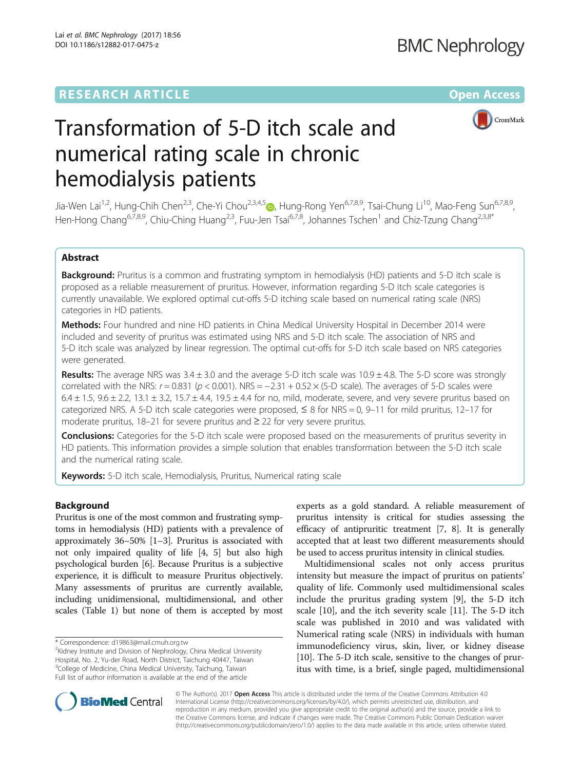RESEARCH ARTICLE

Open Access

# Transformation of 5-D itch scale and numerical rating scale in chronic hemodialysis patients

Jia-Wen Lai[1,2], Hung-Chih Chen[2,3], Che-Yi Chou[2,3,4,5], Hung-Rong Yen[6,7,8,9], Tsai-Chung Li[10], Mao-Feng Sun[6,7,8,9], Hen-Hong Chang[6,7,8,9], Chiu-Ching Huang[2,3], Fuu-Jen Tsai[6,7,8], Johannes Tschen[1] and Chiz-Tzung Chang[2,3,8*]

## Abstract

**Background:** Pruritus is a common and frustrating symptom in hemodialysis (HD) patients and 5-D itch scale is proposed as a reliable measurement of pruritus. However, information regarding 5-D itch scale categories is currently unavailable. We explored optimal cut-offs 5-D itching scale based on numerical rating scale (NRS) categories in HD patients.

**Methods:** Four hundred and nine HD patients in China Medical University Hospital in December 2014 were included and severity of pruritus was estimated using NRS and 5-D itch scale. The association of NRS and 5-D itch scale was analyzed by linear regression. The optimal cut-offs for 5-D itch scale based on NRS categories were generated.

**Results:** The average NRS was 3.4 ± 3.0 and the average 5-D itch scale was 10.9 ± 4.8. The 5-D score was strongly correlated with the NRS: $r = 0.831$ ($p < 0.001$). NRS = −2.31 + 0.52 × (5-D scale). The averages of 5-D scales were 6.4 ± 1.5, 9.6 ± 2.2, 13.1 ± 3.2, 15.7 ± 4.4, 19.5 ± 4.4 for no, mild, moderate, severe, and very severe pruritus based on categorized NRS. A 5-D itch scale categories were proposed, ≤ 8 for NRS = 0, 9–11 for mild pruritus, 12–17 for moderate pruritus, 18–21 for severe pruritus and ≥ 22 for very severe pruritus.

**Conclusions:** Categories for the 5-D itch scale were proposed based on the measurements of pruritus severity in HD patients. This information provides a simple solution that enables transformation between the 5-D itch scale and the numerical rating scale.

**Keywords:** 5-D itch scale, Hemodialysis, Pruritus, Numerical rating scale

## Background

Pruritus is one of the most common and frustrating symptoms in hemodialysis (HD) patients with a prevalence of approximately 36–50% [1–3]. Pruritus is associated with not only impaired quality of life [4, 5] but also high psychological burden [6]. Because Pruritus is a subjective experience, it is difficult to measure Pruritus objectively. Many assessments of pruritus are currently available, including unidimensional, multidimensional, and other scales (Table 1) but none of them is accepted by most experts as a gold standard. A reliable measurement of pruritus intensity is critical for studies assessing the efficacy of antipruritic treatment [7, 8]. It is generally accepted that at least two different measurements should be used to access pruritus intensity in clinical studies.

Multidimensional scales not only access pruritus intensity but measure the impact of pruritus on patients' quality of life. Commonly used multidimensional scales include the pruritus grading system [9], the 5-D itch scale [10], and the itch severity scale [11]. The 5-D itch scale was published in 2010 and was validated with Numerical rating scale (NRS) in individuals with human immunodeficiency virus, skin, liver, or kidney disease [10]. The 5-D itch scale, sensitive to the changes of pruritus with time, is a brief, single paged, multidimensional

\* Correspondence: d19863@mail.cmuh.org.tw
[2]Kidney Institute and Division of Nephrology, China Medical University Hospital, No. 2, Yu-der Road, North District, Taichung 40447, Taiwan
[3]College of Medicine, China Medical University, Taichung, Taiwan
Full list of author information is available at the end of the article

© The Author(s). 2017 **Open Access** This article is distributed under the terms of the Creative Commons Attribution 4.0 International License (http://creativecommons.org/licenses/by/4.0/), which permits unrestricted use, distribution, and reproduction in any medium, provided you give appropriate credit to the original author(s) and the source, provide a link to the Creative Commons license, and indicate if changes were made. The Creative Commons Public Domain Dedication waiver (http://creativecommons.org/publicdomain/zero/1.0/) applies to the data made available in this article, unless otherwise stated.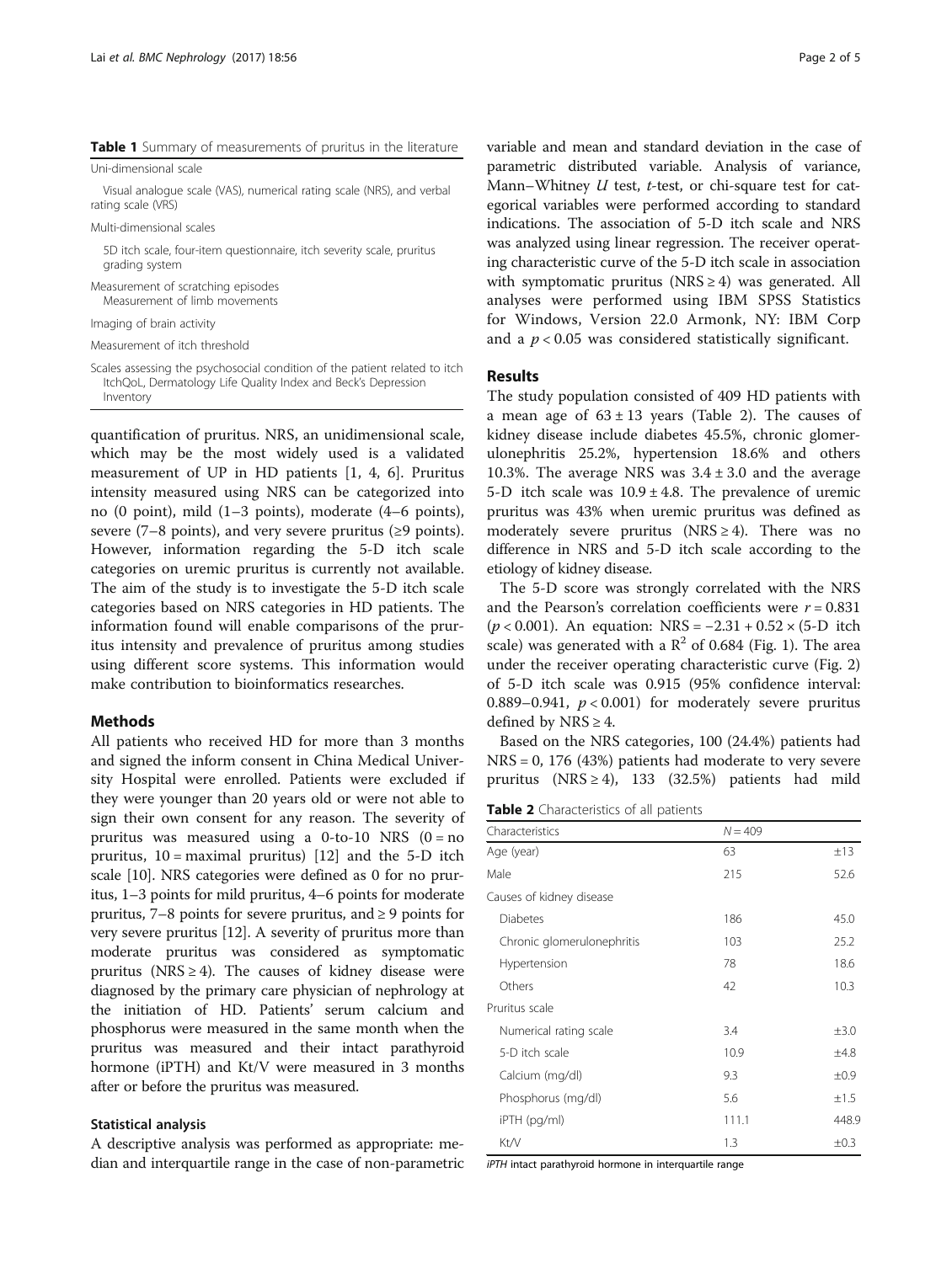**Table 1** Summary of measurements of pruritus in the literature

| |
|---|
| Uni-dimensional scale |
| Visual analogue scale (VAS), numerical rating scale (NRS), and verbal rating scale (VRS) |
| Multi-dimensional scales |
| 5D itch scale, four-item questionnaire, itch severity scale, pruritus grading system |
| Measurement of scratching episodes |
| Measurement of limb movements |
| Imaging of brain activity |
| Measurement of itch threshold |
| Scales assessing the psychosocial condition of the patient related to itch ItchQoL, Dermatology Life Quality Index and Beck's Depression Inventory |

quantification of pruritus. NRS, an unidimensional scale, which may be the most widely used is a validated measurement of UP in HD patients [1, 4, 6]. Pruritus intensity measured using NRS can be categorized into no (0 point), mild (1–3 points), moderate (4–6 points), severe (7–8 points), and very severe pruritus (≥9 points). However, information regarding the 5-D itch scale categories on uremic pruritus is currently not available. The aim of the study is to investigate the 5-D itch scale categories based on NRS categories in HD patients. The information found will enable comparisons of the pruritus intensity and prevalence of pruritus among studies using different score systems. This information would make contribution to bioinformatics researches.

## Methods

All patients who received HD for more than 3 months and signed the inform consent in China Medical University Hospital were enrolled. Patients were excluded if they were younger than 20 years old or were not able to sign their own consent for any reason. The severity of pruritus was measured using a 0-to-10 NRS (0 = no pruritus, 10 = maximal pruritus) [12] and the 5-D itch scale [10]. NRS categories were defined as 0 for no pruritus, 1–3 points for mild pruritus, 4–6 points for moderate pruritus, 7–8 points for severe pruritus, and ≥ 9 points for very severe pruritus [12]. A severity of pruritus more than moderate pruritus was considered as symptomatic pruritus (NRS ≥ 4). The causes of kidney disease were diagnosed by the primary care physician of nephrology at the initiation of HD. Patients' serum calcium and phosphorus were measured in the same month when the pruritus was measured and their intact parathyroid hormone (iPTH) and Kt/V were measured in 3 months after or before the pruritus was measured.

### Statistical analysis

A descriptive analysis was performed as appropriate: median and interquartile range in the case of non-parametric variable and mean and standard deviation in the case of parametric distributed variable. Analysis of variance, Mann–Whitney *U* test, *t*-test, or chi-square test for categorical variables were performed according to standard indications. The association of 5-D itch scale and NRS was analyzed using linear regression. The receiver operating characteristic curve of the 5-D itch scale in association with symptomatic pruritus (NRS ≥ 4) was generated. All analyses were performed using IBM SPSS Statistics for Windows, Version 22.0 Armonk, NY: IBM Corp and a $p < 0.05$ was considered statistically significant.

## Results

The study population consisted of 409 HD patients with a mean age of 63 ± 13 years (Table 2). The causes of kidney disease include diabetes 45.5%, chronic glomerulonephritis 25.2%, hypertension 18.6% and others 10.3%. The average NRS was 3.4 ± 3.0 and the average 5-D itch scale was 10.9 ± 4.8. The prevalence of uremic pruritus was 43% when uremic pruritus was defined as moderately severe pruritus (NRS ≥ 4). There was no difference in NRS and 5-D itch scale according to the etiology of kidney disease.

The 5-D score was strongly correlated with the NRS and the Pearson's correlation coefficients were $r = 0.831$ ($p < 0.001$). An equation: NRS = −2.31 + 0.52 × (5-D itch scale) was generated with a $R^2$ of 0.684 (Fig. 1). The area under the receiver operating characteristic curve (Fig. 2) of 5-D itch scale was 0.915 (95% confidence interval: 0.889–0.941, $p < 0.001$) for moderately severe pruritus defined by NRS ≥ 4.

Based on the NRS categories, 100 (24.4%) patients had NRS = 0, 176 (43%) patients had moderate to very severe pruritus (NRS ≥ 4), 133 (32.5%) patients had mild

**Table 2** Characteristics of all patients

| Characteristics | $N = 409$ | |
|---|---|---|
| Age (year) | 63 | ±13 |
| Male | 215 | 52.6 |
| Causes of kidney disease | | |
| Diabetes | 186 | 45.0 |
| Chronic glomerulonephritis | 103 | 25.2 |
| Hypertension | 78 | 18.6 |
| Others | 42 | 10.3 |
| Pruritus scale | | |
| Numerical rating scale | 3.4 | ±3.0 |
| 5-D itch scale | 10.9 | ±4.8 |
| Calcium (mg/dl) | 9.3 | ±0.9 |
| Phosphorus (mg/dl) | 5.6 | ±1.5 |
| iPTH (pg/ml) | 111.1 | 448.9 |
| Kt/V | 1.3 | ±0.3 |

*iPTH* intact parathyroid hormone in interquartile range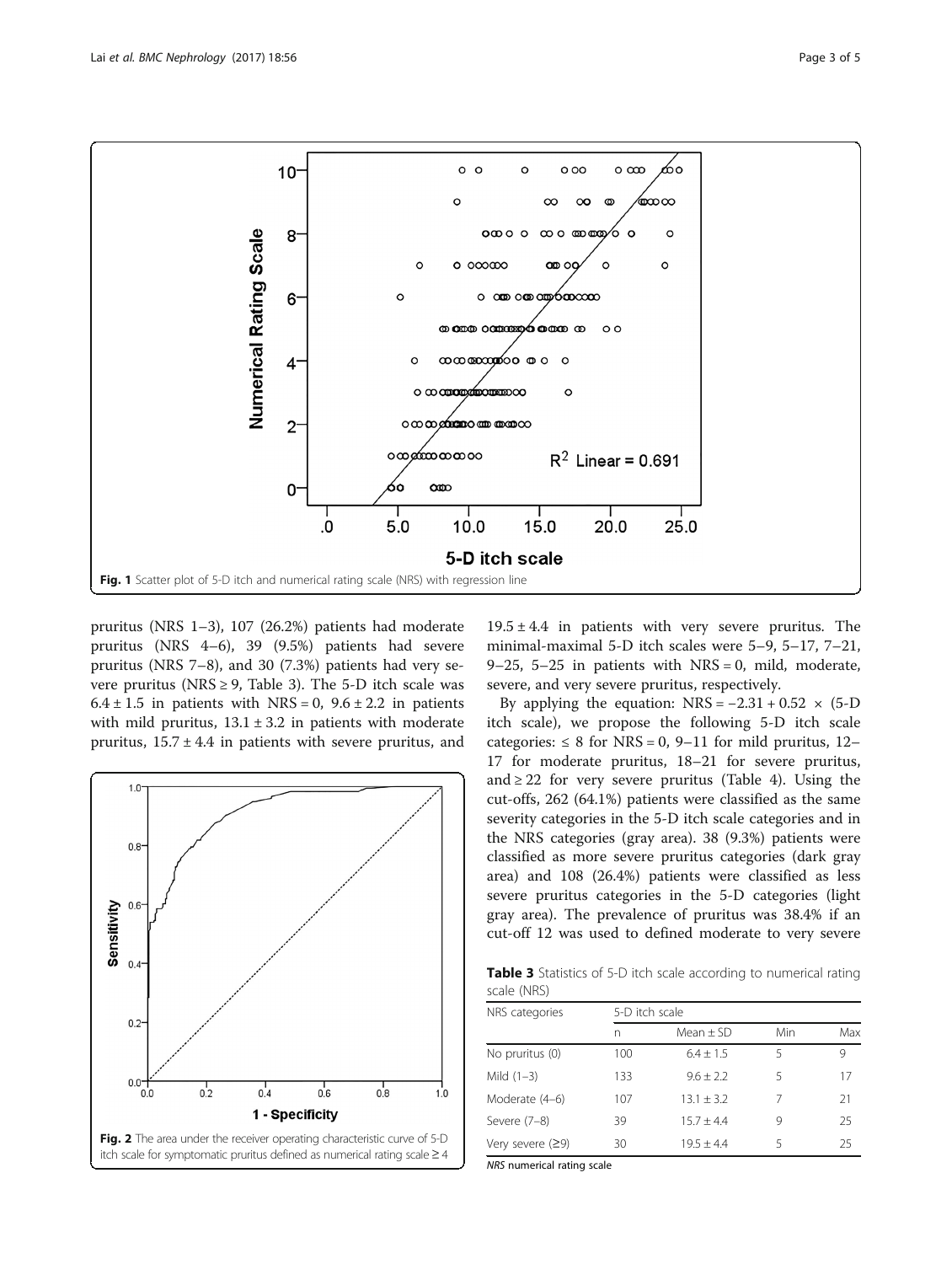Fig. 1 Scatter plot of 5-D itch and numerical rating scale (NRS) with regression line

pruritus (NRS 1–3), 107 (26.2%) patients had moderate pruritus (NRS 4–6), 39 (9.5%) patients had severe pruritus (NRS 7–8), and 30 (7.3%) patients had very severe pruritus (NRS ≥ 9, Table 3). The 5-D itch scale was 6.4 ± 1.5 in patients with NRS = 0, 9.6 ± 2.2 in patients with mild pruritus, 13.1 ± 3.2 in patients with moderate pruritus, 15.7 ± 4.4 in patients with severe pruritus, and 19.5 ± 4.4 in patients with very severe pruritus. The minimal-maximal 5-D itch scales were 5–9, 5–17, 7–21, 9–25, 5–25 in patients with NRS = 0, mild, moderate, severe, and very severe pruritus, respectively.

By applying the equation: NRS = −2.31 + 0.52 × (5-D itch scale), we propose the following 5-D itch scale categories: ≤ 8 for NRS = 0, 9–11 for mild pruritus, 12–17 for moderate pruritus, 18–21 for severe pruritus, and ≥ 22 for very severe pruritus (Table 4). Using the cut-offs, 262 (64.1%) patients were classified as the same severity categories in the 5-D itch scale categories and in the NRS categories (gray area). 38 (9.3%) patients were classified as more severe pruritus categories (dark gray area) and 108 (26.4%) patients were classified as less severe pruritus categories in the 5-D categories (light gray area). The prevalence of pruritus was 38.4% if an cut-off 12 was used to defined moderate to very severe

Fig. 2 The area under the receiver operating characteristic curve of 5-D itch scale for symptomatic pruritus defined as numerical rating scale ≥ 4

**Table 3** Statistics of 5-D itch scale according to numerical rating scale (NRS)

| NRS categories | 5-D itch scale | | | |
|---|---|---|---|---|
| | n | Mean ± SD | Min | Max |
| No pruritus (0) | 100 | 6.4 ± 1.5 | 5 | 9 |
| Mild (1–3) | 133 | 9.6 ± 2.2 | 5 | 17 |
| Moderate (4–6) | 107 | 13.1 ± 3.2 | 7 | 21 |
| Severe (7–8) | 39 | 15.7 ± 4.4 | 9 | 25 |
| Very severe (≥9) | 30 | 19.5 ± 4.4 | 5 | 25 |

*NRS* numerical rating scale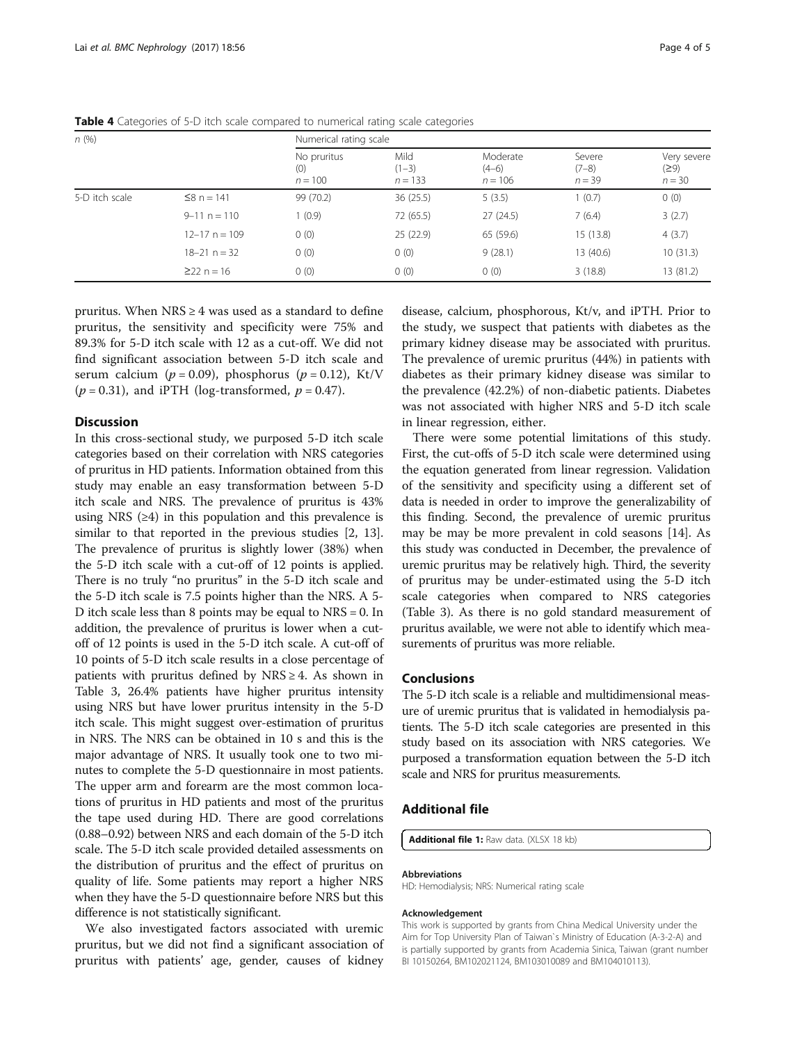**Table 4** Categories of 5-D itch scale compared to numerical rating scale categories

| $n$ (%) | | Numerical rating scale | | | | |
|---|---|---|---|---|---|---|
| | | No pruritus (0) $n = 100$ | Mild (1–3) $n = 133$ | Moderate (4–6) $n = 106$ | Severe (7–8) $n = 39$ | Very severe (≥9) $n = 30$ |
| 5-D itch scale | ≤8 n = 141 | 99 (70.2) | 36 (25.5) | 5 (3.5) | 1 (0.7) | 0 (0) |
| | 9–11 n = 110 | 1 (0.9) | 72 (65.5) | 27 (24.5) | 7 (6.4) | 3 (2.7) |
| | 12–17 n = 109 | 0 (0) | 25 (22.9) | 65 (59.6) | 15 (13.8) | 4 (3.7) |
| | 18–21 n = 32 | 0 (0) | 0 (0) | 9 (28.1) | 13 (40.6) | 10 (31.3) |
| | ≥22 n = 16 | 0 (0) | 0 (0) | 0 (0) | 3 (18.8) | 13 (81.2) |

pruritus. When NRS ≥ 4 was used as a standard to define pruritus, the sensitivity and specificity were 75% and 89.3% for 5-D itch scale with 12 as a cut-off. We did not find significant association between 5-D itch scale and serum calcium ($p = 0.09$), phosphorus ($p = 0.12$), Kt/V ($p = 0.31$), and iPTH (log-transformed, $p = 0.47$).

## Discussion

In this cross-sectional study, we purposed 5-D itch scale categories based on their correlation with NRS categories of pruritus in HD patients. Information obtained from this study may enable an easy transformation between 5-D itch scale and NRS. The prevalence of pruritus is 43% using NRS (≥4) in this population and this prevalence is similar to that reported in the previous studies [2, 13]. The prevalence of pruritus is slightly lower (38%) when the 5-D itch scale with a cut-off of 12 points is applied. There is no truly "no pruritus" in the 5-D itch scale and the 5-D itch scale is 7.5 points higher than the NRS. A 5-D itch scale less than 8 points may be equal to NRS = 0. In addition, the prevalence of pruritus is lower when a cut-off of 12 points is used in the 5-D itch scale. A cut-off of 10 points of 5-D itch scale results in a close percentage of patients with pruritus defined by NRS ≥ 4. As shown in Table 3, 26.4% patients have higher pruritus intensity using NRS but have lower pruritus intensity in the 5-D itch scale. This might suggest over-estimation of pruritus in NRS. The NRS can be obtained in 10 s and this is the major advantage of NRS. It usually took one to two minutes to complete the 5-D questionnaire in most patients. The upper arm and forearm are the most common locations of pruritus in HD patients and most of the pruritus the tape used during HD. There are good correlations (0.88–0.92) between NRS and each domain of the 5-D itch scale. The 5-D itch scale provided detailed assessments on the distribution of pruritus and the effect of pruritus on quality of life. Some patients may report a higher NRS when they have the 5-D questionnaire before NRS but this difference is not statistically significant.

We also investigated factors associated with uremic pruritus, but we did not find a significant association of pruritus with patients' age, gender, causes of kidney disease, calcium, phosphorous, Kt/v, and iPTH. Prior to the study, we suspect that patients with diabetes as the primary kidney disease may be associated with pruritus. The prevalence of uremic pruritus (44%) in patients with diabetes as their primary kidney disease was similar to the prevalence (42.2%) of non-diabetic patients. Diabetes was not associated with higher NRS and 5-D itch scale in linear regression, either.

There were some potential limitations of this study. First, the cut-offs of 5-D itch scale were determined using the equation generated from linear regression. Validation of the sensitivity and specificity using a different set of data is needed in order to improve the generalizability of this finding. Second, the prevalence of uremic pruritus may be may be more prevalent in cold seasons [14]. As this study was conducted in December, the prevalence of uremic pruritus may be relatively high. Third, the severity of pruritus may be under-estimated using the 5-D itch scale categories when compared to NRS categories (Table 3). As there is no gold standard measurement of pruritus available, we were not able to identify which measurements of pruritus was more reliable.

## Conclusions

The 5-D itch scale is a reliable and multidimensional measure of uremic pruritus that is validated in hemodialysis patients. The 5-D itch scale categories are presented in this study based on its association with NRS categories. We purposed a transformation equation between the 5-D itch scale and NRS for pruritus measurements.

## Additional file

**Additional file 1:** Raw data. (XLSX 18 kb)

#### Abbreviations

HD: Hemodialysis; NRS: Numerical rating scale

#### Acknowledgement

This work is supported by grants from China Medical University under the Aim for Top University Plan of Taiwan`s Ministry of Education (A-3-2-A) and is partially supported by grants from Academia Sinica, Taiwan (grant number BI 10150264, BM102021124, BM103010089 and BM104010113).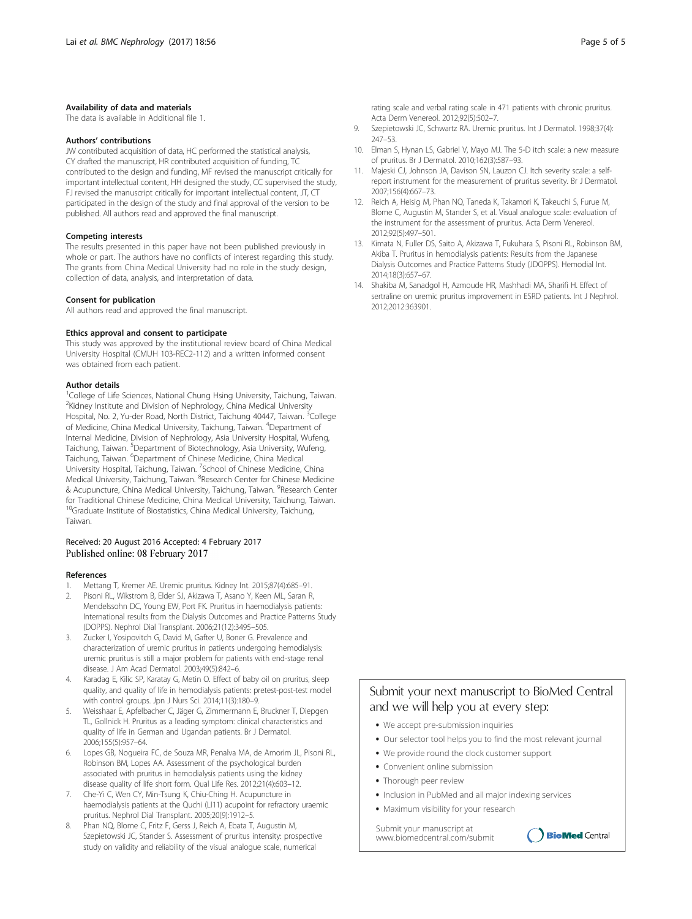#### Availability of data and materials

The data is available in Additional file 1.

#### Authors' contributions

JW contributed acquisition of data, HC performed the statistical analysis, CY drafted the manuscript, HR contributed acquisition of funding, TC contributed to the design and funding, MF revised the manuscript critically for important intellectual content, HH designed the study, CC supervised the study, FJ revised the manuscript critically for important intellectual content, JT, CT participated in the design of the study and final approval of the version to be published. All authors read and approved the final manuscript.

#### Competing interests

The results presented in this paper have not been published previously in whole or part. The authors have no conflicts of interest regarding this study. The grants from China Medical University had no role in the study design, collection of data, analysis, and interpretation of data.

#### Consent for publication

All authors read and approved the final manuscript.

#### Ethics approval and consent to participate

This study was approved by the institutional review board of China Medical University Hospital (CMUH 103-REC2-112) and a written informed consent was obtained from each patient.

#### Author details

[1]College of Life Sciences, National Chung Hsing University, Taichung, Taiwan. [2]Kidney Institute and Division of Nephrology, China Medical University Hospital, No. 2, Yu-der Road, North District, Taichung 40447, Taiwan. [3]College of Medicine, China Medical University, Taichung, Taiwan. [4]Department of Internal Medicine, Division of Nephrology, Asia University Hospital, Wufeng, Taichung, Taiwan. [5]Department of Biotechnology, Asia University, Wufeng, Taichung, Taiwan. [6]Department of Chinese Medicine, China Medical University Hospital, Taichung, Taiwan. [7]School of Chinese Medicine, China Medical University, Taichung, Taiwan. [8]Research Center for Chinese Medicine & Acupuncture, China Medical University, Taichung, Taiwan. [9]Research Center for Traditional Chinese Medicine, China Medical University, Taichung, Taiwan. [10]Graduate Institute of Biostatistics, China Medical University, Taichung, Taiwan.

Received: 20 August 2016 Accepted: 4 February 2017
Published online: 08 February 2017

#### References

1. Mettang T, Kremer AE. Uremic pruritus. Kidney Int. 2015;87(4):685–91.
2. Pisoni RL, Wikstrom B, Elder SJ, Akizawa T, Asano Y, Keen ML, Saran R, Mendelssohn DC, Young EW, Port FK. Pruritus in haemodialysis patients: International results from the Dialysis Outcomes and Practice Patterns Study (DOPPS). Nephrol Dial Transplant. 2006;21(12):3495–505.
3. Zucker I, Yosipovitch G, David M, Gafter U, Boner G. Prevalence and characterization of uremic pruritus in patients undergoing hemodialysis: uremic pruritus is still a major problem for patients with end-stage renal disease. J Am Acad Dermatol. 2003;49(5):842–6.
4. Karadag E, Kilic SP, Karatay G, Metin O. Effect of baby oil on pruritus, sleep quality, and quality of life in hemodialysis patients: pretest-post-test model with control groups. Jpn J Nurs Sci. 2014;11(3):180–9.
5. Weisshaar E, Apfelbacher C, Jäger G, Zimmermann E, Bruckner T, Diepgen TL, Gollnick H. Pruritus as a leading symptom: clinical characteristics and quality of life in German and Ugandan patients. Br J Dermatol. 2006;155(5):957–64.
6. Lopes GB, Nogueira FC, de Souza MR, Penalva MA, de Amorim JL, Pisoni RL, Robinson BM, Lopes AA. Assessment of the psychological burden associated with pruritus in hemodialysis patients using the kidney disease quality of life short form. Qual Life Res. 2012;21(4):603–12.
7. Che-Yi C, Wen CY, Min-Tsung K, Chiu-Ching H. Acupuncture in haemodialysis patients at the Quchi (LI11) acupoint for refractory uraemic pruritus. Nephrol Dial Transplant. 2005;20(9):1912–5.
8. Phan NQ, Blome C, Fritz F, Gerss J, Reich A, Ebata T, Augustin M, Szepietowski JC, Stander S. Assessment of pruritus intensity: prospective study on validity and reliability of the visual analogue scale, numerical rating scale and verbal rating scale in 471 patients with chronic pruritus. Acta Derm Venereol. 2012;92(5):502–7.
9. Szepietowski JC, Schwartz RA. Uremic pruritus. Int J Dermatol. 1998;37(4): 247–53.
10. Elman S, Hynan LS, Gabriel V, Mayo MJ. The 5-D itch scale: a new measure of pruritus. Br J Dermatol. 2010;162(3):587–93.
11. Majeski CJ, Johnson JA, Davison SN, Lauzon CJ. Itch severity scale: a self-report instrument for the measurement of pruritus severity. Br J Dermatol. 2007;156(4):667–73.
12. Reich A, Heisig M, Phan NQ, Taneda K, Takamori K, Takeuchi S, Furue M, Blome C, Augustin M, Stander S, et al. Visual analogue scale: evaluation of the instrument for the assessment of pruritus. Acta Derm Venereol. 2012;92(5):497–501.
13. Kimata N, Fuller DS, Saito A, Akizawa T, Fukuhara S, Pisoni RL, Robinson BM, Akiba T. Pruritus in hemodialysis patients: Results from the Japanese Dialysis Outcomes and Practice Patterns Study (JDOPPS). Hemodial Int. 2014;18(3):657–67.
14. Shakiba M, Sanadgol H, Azmoude HR, Mashhadi MA, Sharifi H. Effect of sertraline on uremic pruritus improvement in ESRD patients. Int J Nephrol. 2012;2012:363901.

Submit your next manuscript to BioMed Central and we will help you at every step:

- We accept pre-submission inquiries
- Our selector tool helps you to find the most relevant journal
- We provide round the clock customer support
- Convenient online submission
- Thorough peer review
- Inclusion in PubMed and all major indexing services
- Maximum visibility for your research

Submit your manuscript at
www.biomedcentral.com/submit

BioMed Central